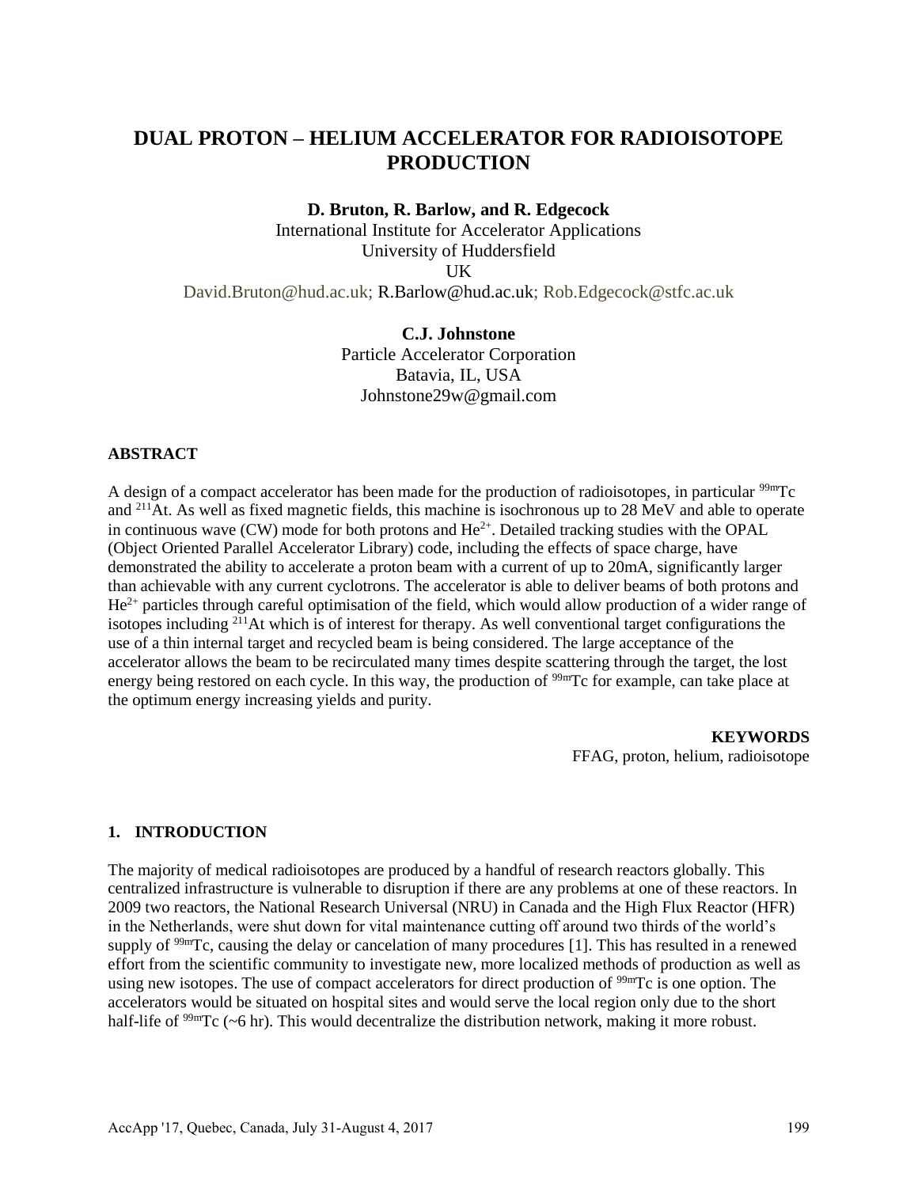# DUAL PROTON – HELIUM ACCELERATOR FOR RADIOISOTOPE PRODUCTION

**D. Bruton, R. Barlow, and R. Edgecock**
International Institute for Accelerator Applications
University of Huddersfield
UK
David.Bruton@hud.ac.uk; R.Barlow@hud.ac.uk; Rob.Edgecock@stfc.ac.uk

**C.J. Johnstone**
Particle Accelerator Corporation
Batavia, IL, USA
Johnstone29w@gmail.com

### ABSTRACT

A design of a compact accelerator has been made for the production of radioisotopes, in particular $^{99m}$Tc and $^{211}$At. As well as fixed magnetic fields, this machine is isochronous up to 28 MeV and able to operate in continuous wave (CW) mode for both protons and $He^{2+}$. Detailed tracking studies with the OPAL (Object Oriented Parallel Accelerator Library) code, including the effects of space charge, have demonstrated the ability to accelerate a proton beam with a current of up to 20mA, significantly larger than achievable with any current cyclotrons. The accelerator is able to deliver beams of both protons and $He^{2+}$ particles through careful optimisation of the field, which would allow production of a wider range of isotopes including $^{211}$At which is of interest for therapy. As well conventional target configurations the use of a thin internal target and recycled beam is being considered. The large acceptance of the accelerator allows the beam to be recirculated many times despite scattering through the target, the lost energy being restored on each cycle. In this way, the production of $^{99m}$Tc for example, can take place at the optimum energy increasing yields and purity.

**KEYWORDS**
FFAG, proton, helium, radioisotope

### 1. INTRODUCTION

The majority of medical radioisotopes are produced by a handful of research reactors globally. This centralized infrastructure is vulnerable to disruption if there are any problems at one of these reactors. In 2009 two reactors, the National Research Universal (NRU) in Canada and the High Flux Reactor (HFR) in the Netherlands, were shut down for vital maintenance cutting off around two thirds of the world's supply of $^{99m}$Tc, causing the delay or cancelation of many procedures [1]. This has resulted in a renewed effort from the scientific community to investigate new, more localized methods of production as well as using new isotopes. The use of compact accelerators for direct production of $^{99m}$Tc is one option. The accelerators would be situated on hospital sites and would serve the local region only due to the short half-life of $^{99m}$Tc (~6 hr). This would decentralize the distribution network, making it more robust.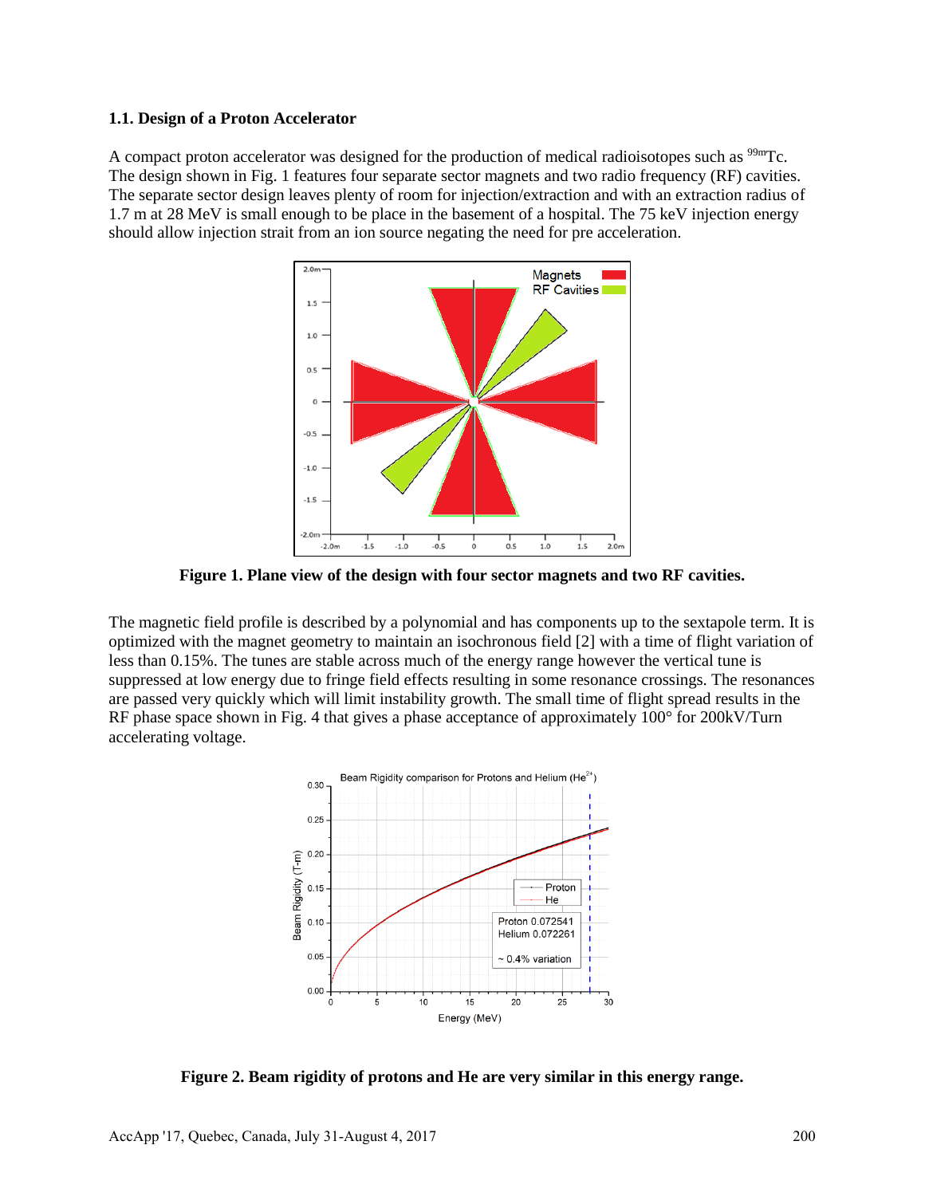### 1.1. Design of a Proton Accelerator

A compact proton accelerator was designed for the production of medical radioisotopes such as $^{99m}$Tc. The design shown in Fig. 1 features four separate sector magnets and two radio frequency (RF) cavities. The separate sector design leaves plenty of room for injection/extraction and with an extraction radius of 1.7 m at 28 MeV is small enough to be place in the basement of a hospital. The 75 keV injection energy should allow injection strait from an ion source negating the need for pre acceleration.

**Figure 1. Plane view of the design with four sector magnets and two RF cavities.**

The magnetic field profile is described by a polynomial and has components up to the sextapole term. It is optimized with the magnet geometry to maintain an isochronous field [2] with a time of flight variation of less than 0.15%. The tunes are stable across much of the energy range however the vertical tune is suppressed at low energy due to fringe field effects resulting in some resonance crossings. The resonances are passed very quickly which will limit instability growth. The small time of flight spread results in the RF phase space shown in Fig. 4 that gives a phase acceptance of approximately 100° for 200kV/Turn accelerating voltage.

**Figure 2. Beam rigidity of protons and He are very similar in this energy range.**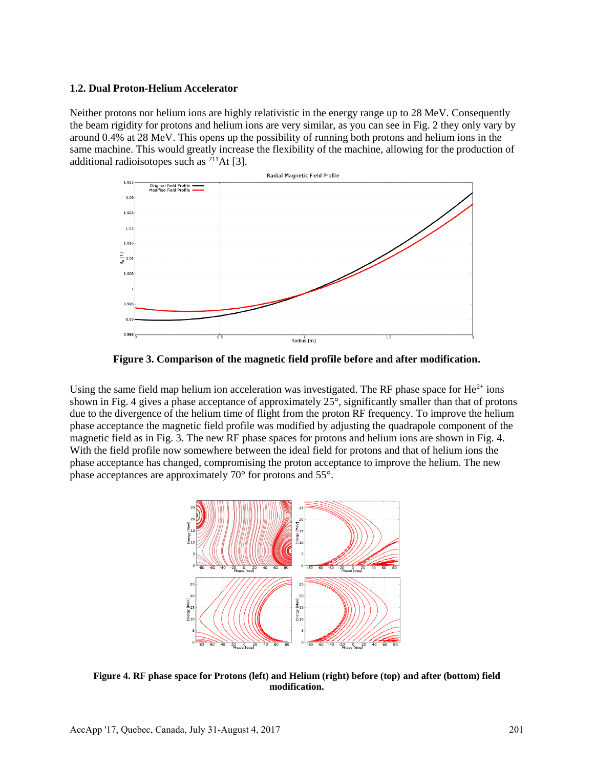### 1.2. Dual Proton-Helium Accelerator

Neither protons nor helium ions are highly relativistic in the energy range up to 28 MeV. Consequently the beam rigidity for protons and helium ions are very similar, as you can see in Fig. 2 they only vary by around 0.4% at 28 MeV. This opens up the possibility of running both protons and helium ions in the same machine. This would greatly increase the flexibility of the machine, allowing for the production of additional radioisotopes such as $^{211}At$ [3].

**Figure 3. Comparison of the magnetic field profile before and after modification.**

Using the same field map helium ion acceleration was investigated. The RF phase space for $He^{2+}$ ions shown in Fig. 4 gives a phase acceptance of approximately 25°, significantly smaller than that of protons due to the divergence of the helium time of flight from the proton RF frequency. To improve the helium phase acceptance the magnetic field profile was modified by adjusting the quadrapole component of the magnetic field as in Fig. 3. The new RF phase spaces for protons and helium ions are shown in Fig. 4. With the field profile now somewhere between the ideal field for protons and that of helium ions the phase acceptance has changed, compromising the proton acceptance to improve the helium. The new phase acceptances are approximately 70° for protons and 55°.

**Figure 4. RF phase space for Protons (left) and Helium (right) before (top) and after (bottom) field modification.**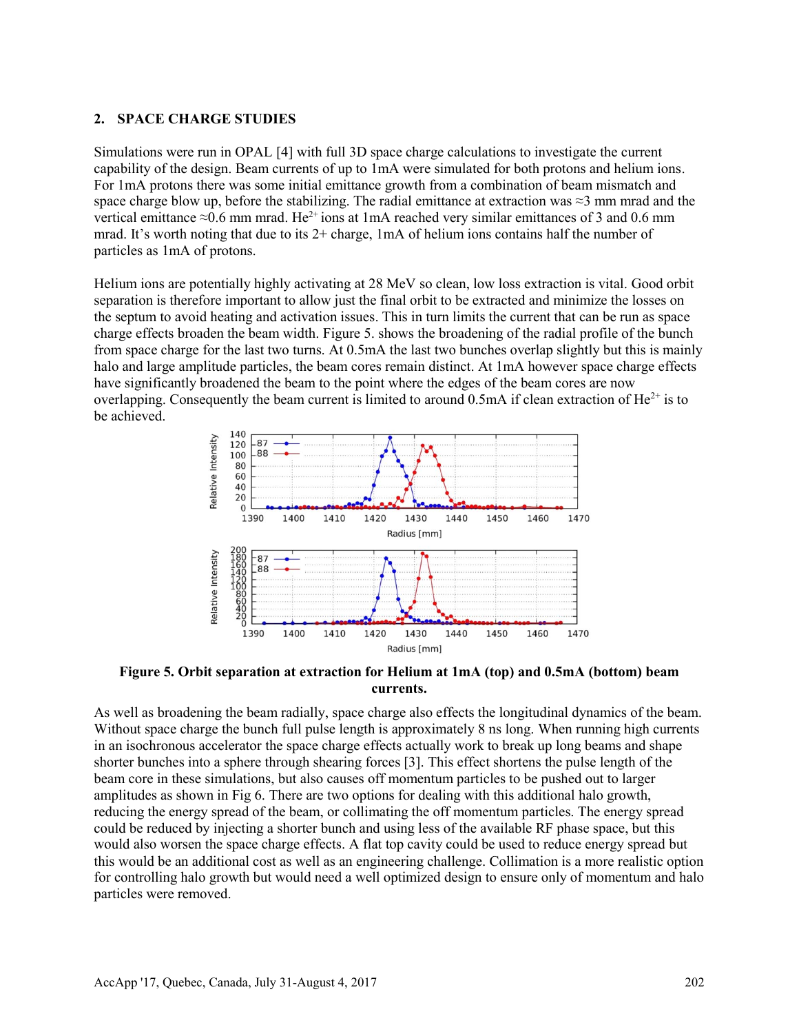## 2. SPACE CHARGE STUDIES

Simulations were run in OPAL [4] with full 3D space charge calculations to investigate the current capability of the design. Beam currents of up to 1mA were simulated for both protons and helium ions. For 1mA protons there was some initial emittance growth from a combination of beam mismatch and space charge blow up, before the stabilizing. The radial emittance at extraction was ≈3 mm mrad and the vertical emittance ≈0.6 mm mrad. $He^{2+}$ ions at 1mA reached very similar emittances of 3 and 0.6 mm mrad. It's worth noting that due to its 2+ charge, 1mA of helium ions contains half the number of particles as 1mA of protons.

Helium ions are potentially highly activating at 28 MeV so clean, low loss extraction is vital. Good orbit separation is therefore important to allow just the final orbit to be extracted and minimize the losses on the septum to avoid heating and activation issues. This in turn limits the current that can be run as space charge effects broaden the beam width. Figure 5. shows the broadening of the radial profile of the bunch from space charge for the last two turns. At 0.5mA the last two bunches overlap slightly but this is mainly halo and large amplitude particles, the beam cores remain distinct. At 1mA however space charge effects have significantly broadened the beam to the point where the edges of the beam cores are now overlapping. Consequently the beam current is limited to around 0.5mA if clean extraction of $He^{2+}$ is to be achieved.

**Figure 5. Orbit separation at extraction for Helium at 1mA (top) and 0.5mA (bottom) beam currents.**

As well as broadening the beam radially, space charge also effects the longitudinal dynamics of the beam. Without space charge the bunch full pulse length is approximately 8 ns long. When running high currents in an isochronous accelerator the space charge effects actually work to break up long beams and shape shorter bunches into a sphere through shearing forces [3]. This effect shortens the pulse length of the beam core in these simulations, but also causes off momentum particles to be pushed out to larger amplitudes as shown in Fig 6. There are two options for dealing with this additional halo growth, reducing the energy spread of the beam, or collimating the off momentum particles. The energy spread could be reduced by injecting a shorter bunch and using less of the available RF phase space, but this would also worsen the space charge effects. A flat top cavity could be used to reduce energy spread but this would be an additional cost as well as an engineering challenge. Collimation is a more realistic option for controlling halo growth but would need a well optimized design to ensure only of momentum and halo particles were removed.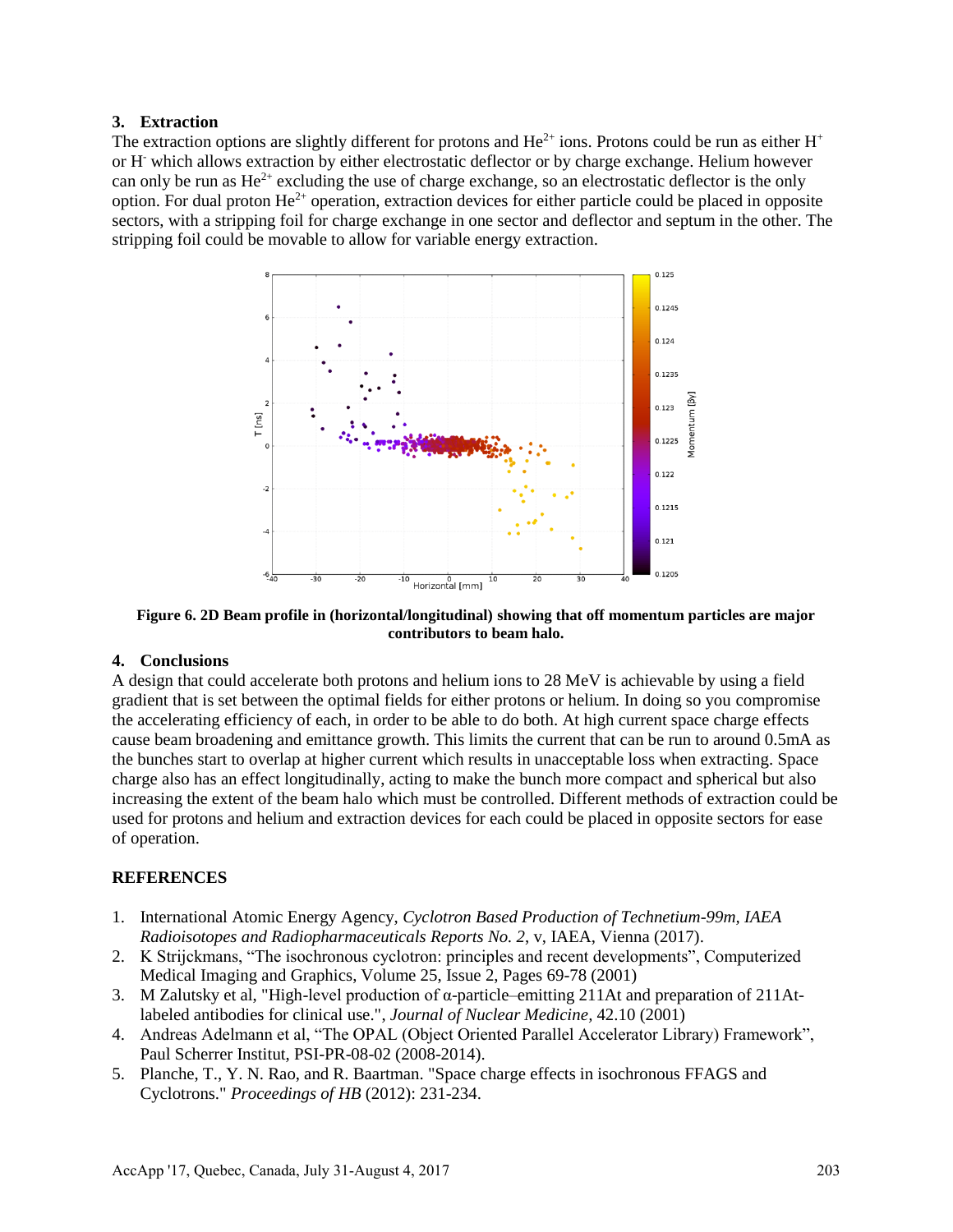## 3. Extraction

The extraction options are slightly different for protons and $He^{2+}$ ions. Protons could be run as either $H^+$ or $H^-$ which allows extraction by either electrostatic deflector or by charge exchange. Helium however can only be run as $He^{2+}$ excluding the use of charge exchange, so an electrostatic deflector is the only option. For dual proton $He^{2+}$ operation, extraction devices for either particle could be placed in opposite sectors, with a stripping foil for charge exchange in one sector and deflector and septum in the other. The stripping foil could be movable to allow for variable energy extraction.

T [ns]

8
6
4
2
0
-2
-4
-6

-40 -30 -20 -10 0 10 20 30 40

Horizontal [mm]

Momentum [βγ]

0.125
0.1245
0.124
0.1235
0.123
0.1225
0.122
0.1215
0.121
0.1205

**Figure 6. 2D Beam profile in (horizontal/longitudinal) showing that off momentum particles are major contributors to beam halo.**

## 4. Conclusions

A design that could accelerate both protons and helium ions to 28 MeV is achievable by using a field gradient that is set between the optimal fields for either protons or helium. In doing so you compromise the accelerating efficiency of each, in order to be able to do both. At high current space charge effects cause beam broadening and emittance growth. This limits the current that can be run to around 0.5mA as the bunches start to overlap at higher current which results in unacceptable loss when extracting. Space charge also has an effect longitudinally, acting to make the bunch more compact and spherical but also increasing the extent of the beam halo which must be controlled. Different methods of extraction could be used for protons and helium and extraction devices for each could be placed in opposite sectors for ease of operation.

## REFERENCES

1. International Atomic Energy Agency, *Cyclotron Based Production of Technetium-99m, IAEA Radioisotopes and Radiopharmaceuticals Reports No. 2*, v, IAEA, Vienna (2017).
2. K Strijckmans, "The isochronous cyclotron: principles and recent developments", Computerized Medical Imaging and Graphics, Volume 25, Issue 2, Pages 69-78 (2001)
3. M Zalutsky et al, "High-level production of α-particle–emitting 211At and preparation of 211At-labeled antibodies for clinical use.", *Journal of Nuclear Medicine*, 42.10 (2001)
4. Andreas Adelmann et al, "The OPAL (Object Oriented Parallel Accelerator Library) Framework", Paul Scherrer Institut, PSI-PR-08-02 (2008-2014).
5. Planche, T., Y. N. Rao, and R. Baartman. "Space charge effects in isochronous FFAGS and Cyclotrons." *Proceedings of HB* (2012): 231-234.